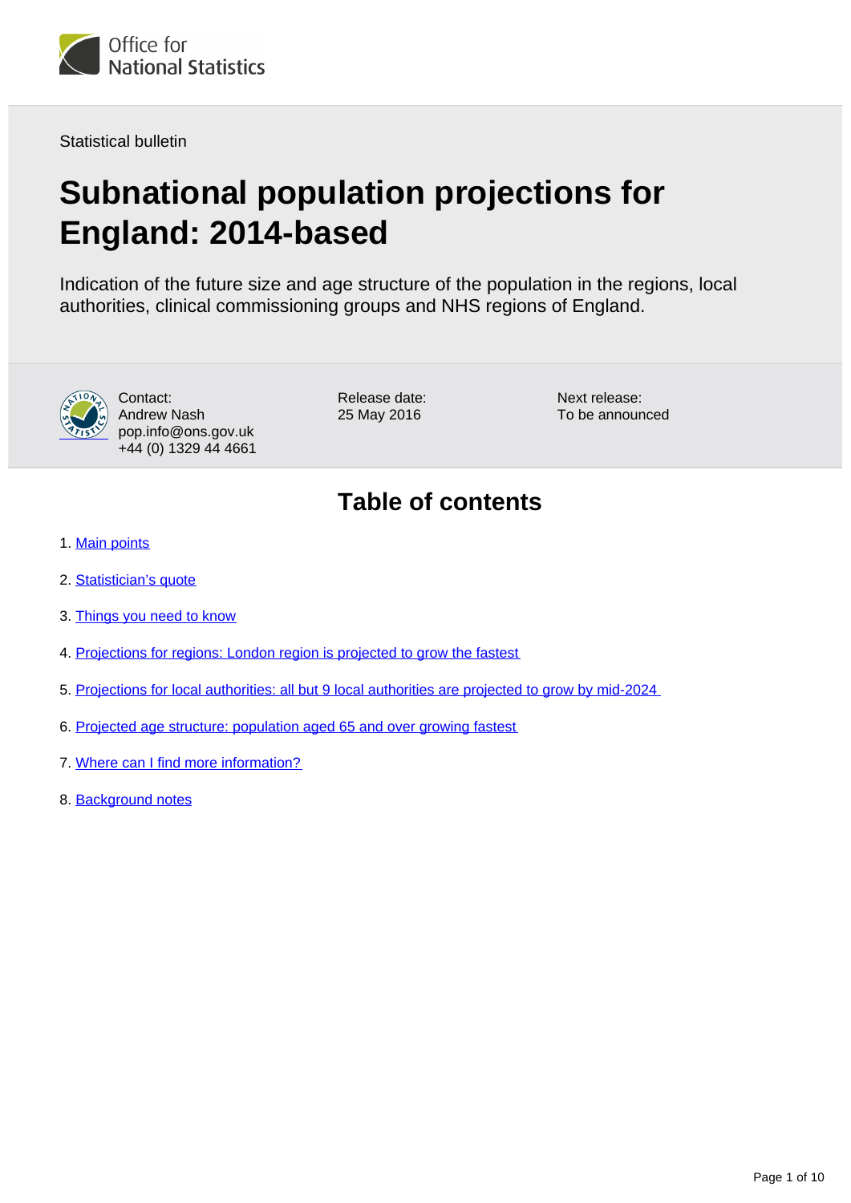Office for National Statistics

Statistical bulletin

# Subnational population projections for England: 2014-based

Indication of the future size and age structure of the population in the regions, local authorities, clinical commissioning groups and NHS regions of England.

Contact:
Andrew Nash
pop.info@ons.gov.uk
+44 (0) 1329 44 4661

Release date:
25 May 2016

Next release:
To be announced

## Table of contents

1. Main points
2. Statistician's quote
3. Things you need to know
4. Projections for regions: London region is projected to grow the fastest
5. Projections for local authorities: all but 9 local authorities are projected to grow by mid-2024
6. Projected age structure: population aged 65 and over growing fastest
7. Where can I find more information?
8. Background notes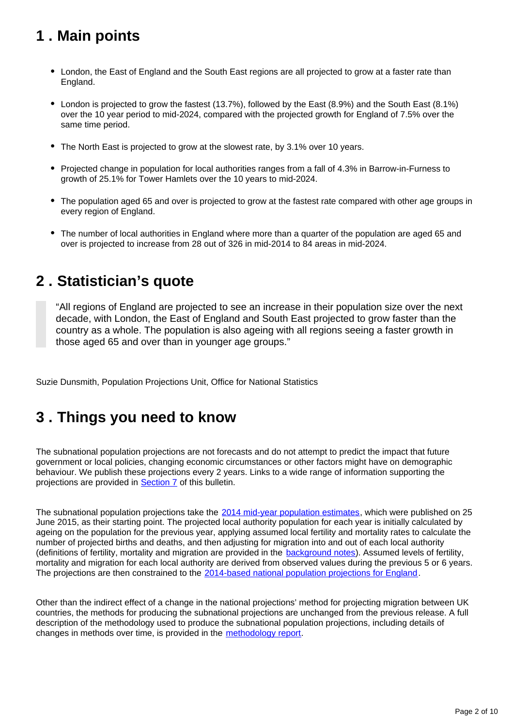## 1 . Main points

- London, the East of England and the South East regions are all projected to grow at a faster rate than England.
- London is projected to grow the fastest (13.7%), followed by the East (8.9%) and the South East (8.1%) over the 10 year period to mid-2024, compared with the projected growth for England of 7.5% over the same time period.
- The North East is projected to grow at the slowest rate, by 3.1% over 10 years.
- Projected change in population for local authorities ranges from a fall of 4.3% in Barrow-in-Furness to growth of 25.1% for Tower Hamlets over the 10 years to mid-2024.
- The population aged 65 and over is projected to grow at the fastest rate compared with other age groups in every region of England.
- The number of local authorities in England where more than a quarter of the population are aged 65 and over is projected to increase from 28 out of 326 in mid-2014 to 84 areas in mid-2024.

## 2 . Statistician's quote

> "All regions of England are projected to see an increase in their population size over the next decade, with London, the East of England and South East projected to grow faster than the country as a whole. The population is also ageing with all regions seeing a faster growth in those aged 65 and over than in younger age groups."

Suzie Dunsmith, Population Projections Unit, Office for National Statistics

## 3 . Things you need to know

The subnational population projections are not forecasts and do not attempt to predict the impact that future government or local policies, changing economic circumstances or other factors might have on demographic behaviour. We publish these projections every 2 years. Links to a wide range of information supporting the projections are provided in Section 7 of this bulletin.

The subnational population projections take the 2014 mid-year population estimates, which were published on 25 June 2015, as their starting point. The projected local authority population for each year is initially calculated by ageing on the population for the previous year, applying assumed local fertility and mortality rates to calculate the number of projected births and deaths, and then adjusting for migration into and out of each local authority (definitions of fertility, mortality and migration are provided in the background notes). Assumed levels of fertility, mortality and migration for each local authority are derived from observed values during the previous 5 or 6 years. The projections are then constrained to the 2014-based national population projections for England.

Other than the indirect effect of a change in the national projections' method for projecting migration between UK countries, the methods for producing the subnational projections are unchanged from the previous release. A full description of the methodology used to produce the subnational population projections, including details of changes in methods over time, is provided in the methodology report.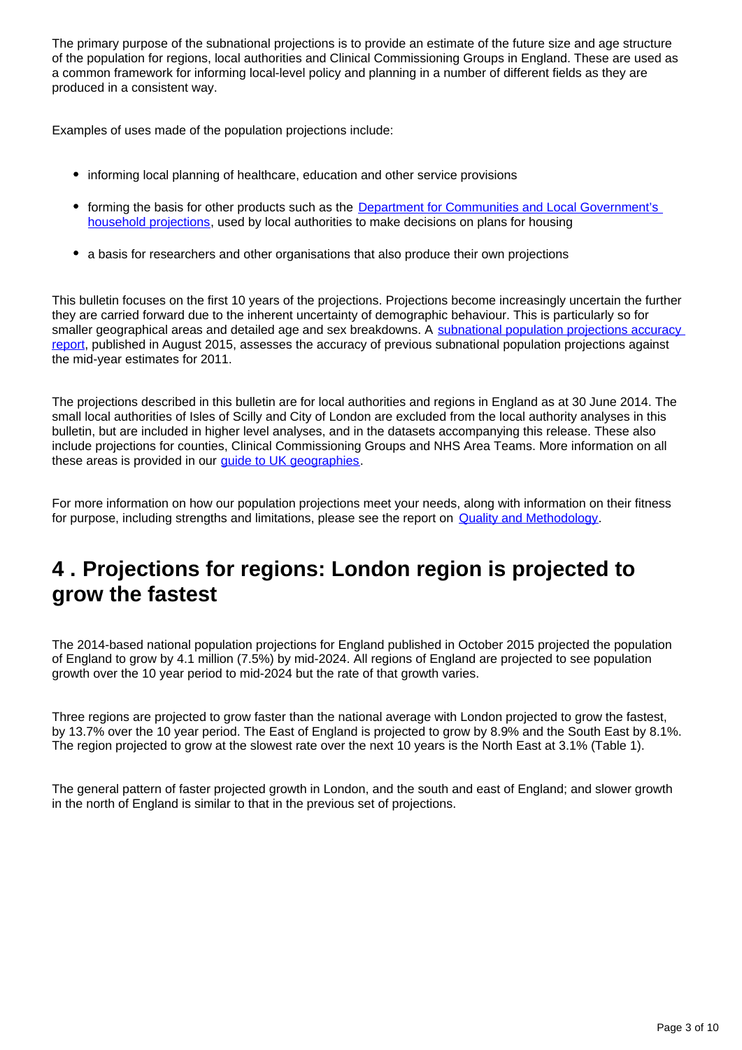The primary purpose of the subnational projections is to provide an estimate of the future size and age structure of the population for regions, local authorities and Clinical Commissioning Groups in England. These are used as a common framework for informing local-level policy and planning in a number of different fields as they are produced in a consistent way.

Examples of uses made of the population projections include:

- informing local planning of healthcare, education and other service provisions
- forming the basis for other products such as the [Department for Communities and Local Government's household projections](), used by local authorities to make decisions on plans for housing
- a basis for researchers and other organisations that also produce their own projections

This bulletin focuses on the first 10 years of the projections. Projections become increasingly uncertain the further they are carried forward due to the inherent uncertainty of demographic behaviour. This is particularly so for smaller geographical areas and detailed age and sex breakdowns. A [subnational population projections accuracy report](), published in August 2015, assesses the accuracy of previous subnational population projections against the mid-year estimates for 2011.

The projections described in this bulletin are for local authorities and regions in England as at 30 June 2014. The small local authorities of Isles of Scilly and City of London are excluded from the local authority analyses in this bulletin, but are included in higher level analyses, and in the datasets accompanying this release. These also include projections for counties, Clinical Commissioning Groups and NHS Area Teams. More information on all these areas is provided in our [guide to UK geographies]().

For more information on how our population projections meet your needs, along with information on their fitness for purpose, including strengths and limitations, please see the report on [Quality and Methodology]().

## 4 . Projections for regions: London region is projected to grow the fastest

The 2014-based national population projections for England published in October 2015 projected the population of England to grow by 4.1 million (7.5%) by mid-2024. All regions of England are projected to see population growth over the 10 year period to mid-2024 but the rate of that growth varies.

Three regions are projected to grow faster than the national average with London projected to grow the fastest, by 13.7% over the 10 year period. The East of England is projected to grow by 8.9% and the South East by 8.1%. The region projected to grow at the slowest rate over the next 10 years is the North East at 3.1% (Table 1).

The general pattern of faster projected growth in London, and the south and east of England; and slower growth in the north of England is similar to that in the previous set of projections.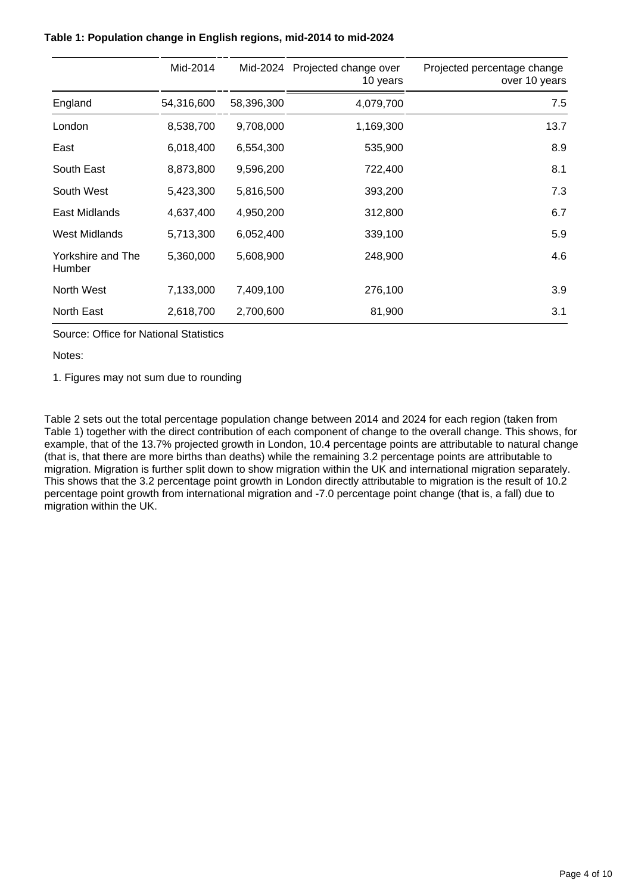**Table 1: Population change in English regions, mid-2014 to mid-2024**

| | Mid-2014 | Mid-2024 | Projected change over 10 years | Projected percentage change over 10 years |
|---|---|---|---|---|
| England | 54,316,600 | 58,396,300 | 4,079,700 | 7.5 |
| London | 8,538,700 | 9,708,000 | 1,169,300 | 13.7 |
| East | 6,018,400 | 6,554,300 | 535,900 | 8.9 |
| South East | 8,873,800 | 9,596,200 | 722,400 | 8.1 |
| South West | 5,423,300 | 5,816,500 | 393,200 | 7.3 |
| East Midlands | 4,637,400 | 4,950,200 | 312,800 | 6.7 |
| West Midlands | 5,713,300 | 6,052,400 | 339,100 | 5.9 |
| Yorkshire and The Humber | 5,360,000 | 5,608,900 | 248,900 | 4.6 |
| North West | 7,133,000 | 7,409,100 | 276,100 | 3.9 |
| North East | 2,618,700 | 2,700,600 | 81,900 | 3.1 |

Source: Office for National Statistics

Notes:

1. Figures may not sum due to rounding

Table 2 sets out the total percentage population change between 2014 and 2024 for each region (taken from Table 1) together with the direct contribution of each component of change to the overall change. This shows, for example, that of the 13.7% projected growth in London, 10.4 percentage points are attributable to natural change (that is, that there are more births than deaths) while the remaining 3.2 percentage points are attributable to migration. Migration is further split down to show migration within the UK and international migration separately. This shows that the 3.2 percentage point growth in London directly attributable to migration is the result of 10.2 percentage point growth from international migration and -7.0 percentage point change (that is, a fall) due to migration within the UK.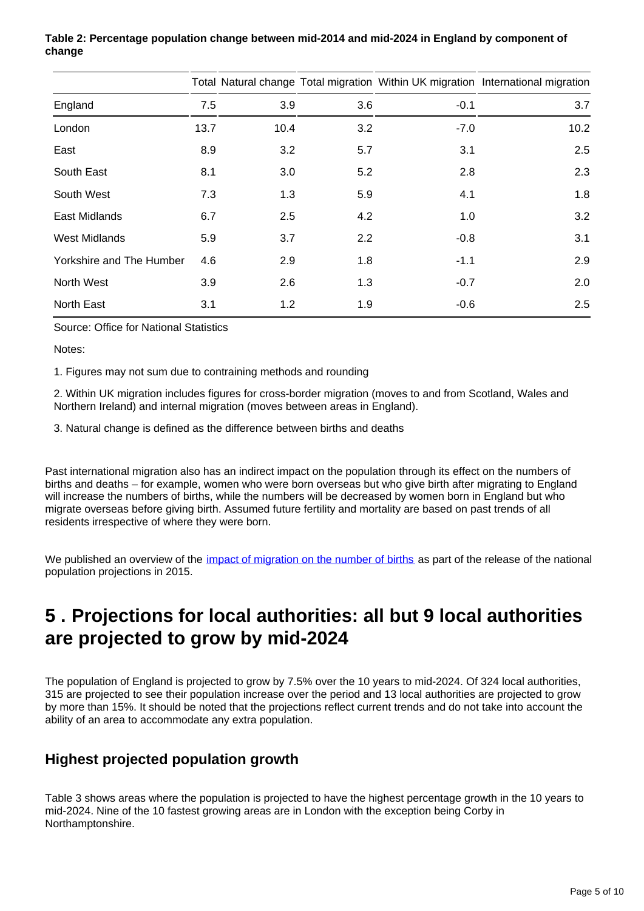**Table 2: Percentage population change between mid-2014 and mid-2024 in England by component of change**

| | Total | Natural change | Total migration | Within UK migration | International migration |
|---|---|---|---|---|---|
| England | 7.5 | 3.9 | 3.6 | -0.1 | 3.7 |
| London | 13.7 | 10.4 | 3.2 | -7.0 | 10.2 |
| East | 8.9 | 3.2 | 5.7 | 3.1 | 2.5 |
| South East | 8.1 | 3.0 | 5.2 | 2.8 | 2.3 |
| South West | 7.3 | 1.3 | 5.9 | 4.1 | 1.8 |
| East Midlands | 6.7 | 2.5 | 4.2 | 1.0 | 3.2 |
| West Midlands | 5.9 | 3.7 | 2.2 | -0.8 | 3.1 |
| Yorkshire and The Humber | 4.6 | 2.9 | 1.8 | -1.1 | 2.9 |
| North West | 3.9 | 2.6 | 1.3 | -0.7 | 2.0 |
| North East | 3.1 | 1.2 | 1.9 | -0.6 | 2.5 |

Source: Office for National Statistics

Notes:

1. Figures may not sum due to contraining methods and rounding

2. Within UK migration includes figures for cross-border migration (moves to and from Scotland, Wales and Northern Ireland) and internal migration (moves between areas in England).

3. Natural change is defined as the difference between births and deaths

Past international migration also has an indirect impact on the population through its effect on the numbers of births and deaths – for example, women who were born overseas but who give birth after migrating to England will increase the numbers of births, while the numbers will be decreased by women born in England but who migrate overseas before giving birth. Assumed future fertility and mortality are based on past trends of all residents irrespective of where they were born.

We published an overview of the impact of migration on the number of births as part of the release of the national population projections in 2015.

# 5 . Projections for local authorities: all but 9 local authorities are projected to grow by mid-2024

The population of England is projected to grow by 7.5% over the 10 years to mid-2024. Of 324 local authorities, 315 are projected to see their population increase over the period and 13 local authorities are projected to grow by more than 15%. It should be noted that the projections reflect current trends and do not take into account the ability of an area to accommodate any extra population.

## Highest projected population growth

Table 3 shows areas where the population is projected to have the highest percentage growth in the 10 years to mid-2024. Nine of the 10 fastest growing areas are in London with the exception being Corby in Northamptonshire.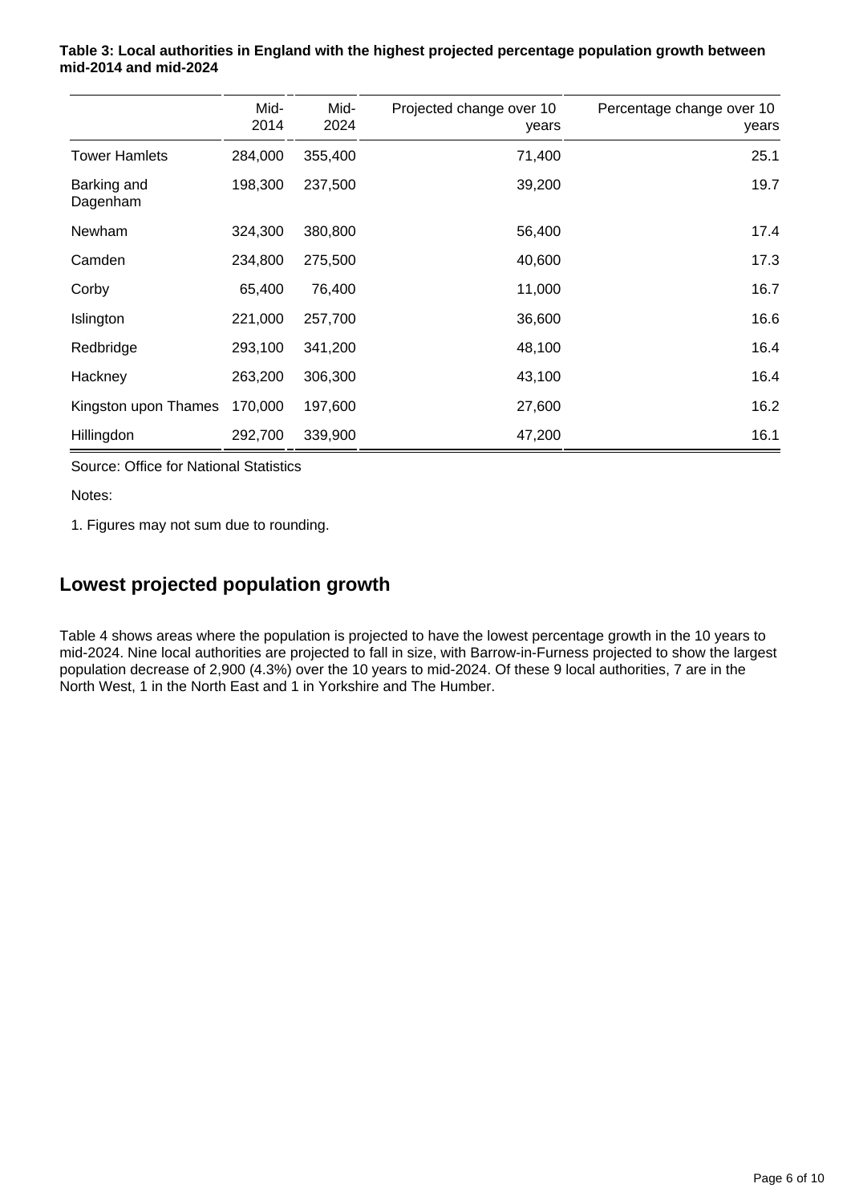**Table 3: Local authorities in England with the highest projected percentage population growth between mid-2014 and mid-2024**

| | Mid-2014 | Mid-2024 | Projected change over 10 years | Percentage change over 10 years |
|---|---|---|---|---|
| Tower Hamlets | 284,000 | 355,400 | 71,400 | 25.1 |
| Barking and Dagenham | 198,300 | 237,500 | 39,200 | 19.7 |
| Newham | 324,300 | 380,800 | 56,400 | 17.4 |
| Camden | 234,800 | 275,500 | 40,600 | 17.3 |
| Corby | 65,400 | 76,400 | 11,000 | 16.7 |
| Islington | 221,000 | 257,700 | 36,600 | 16.6 |
| Redbridge | 293,100 | 341,200 | 48,100 | 16.4 |
| Hackney | 263,200 | 306,300 | 43,100 | 16.4 |
| Kingston upon Thames | 170,000 | 197,600 | 27,600 | 16.2 |
| Hillingdon | 292,700 | 339,900 | 47,200 | 16.1 |

Source: Office for National Statistics

Notes:

1. Figures may not sum due to rounding.

## Lowest projected population growth

Table 4 shows areas where the population is projected to have the lowest percentage growth in the 10 years to mid-2024. Nine local authorities are projected to fall in size, with Barrow-in-Furness projected to show the largest population decrease of 2,900 (4.3%) over the 10 years to mid-2024. Of these 9 local authorities, 7 are in the North West, 1 in the North East and 1 in Yorkshire and The Humber.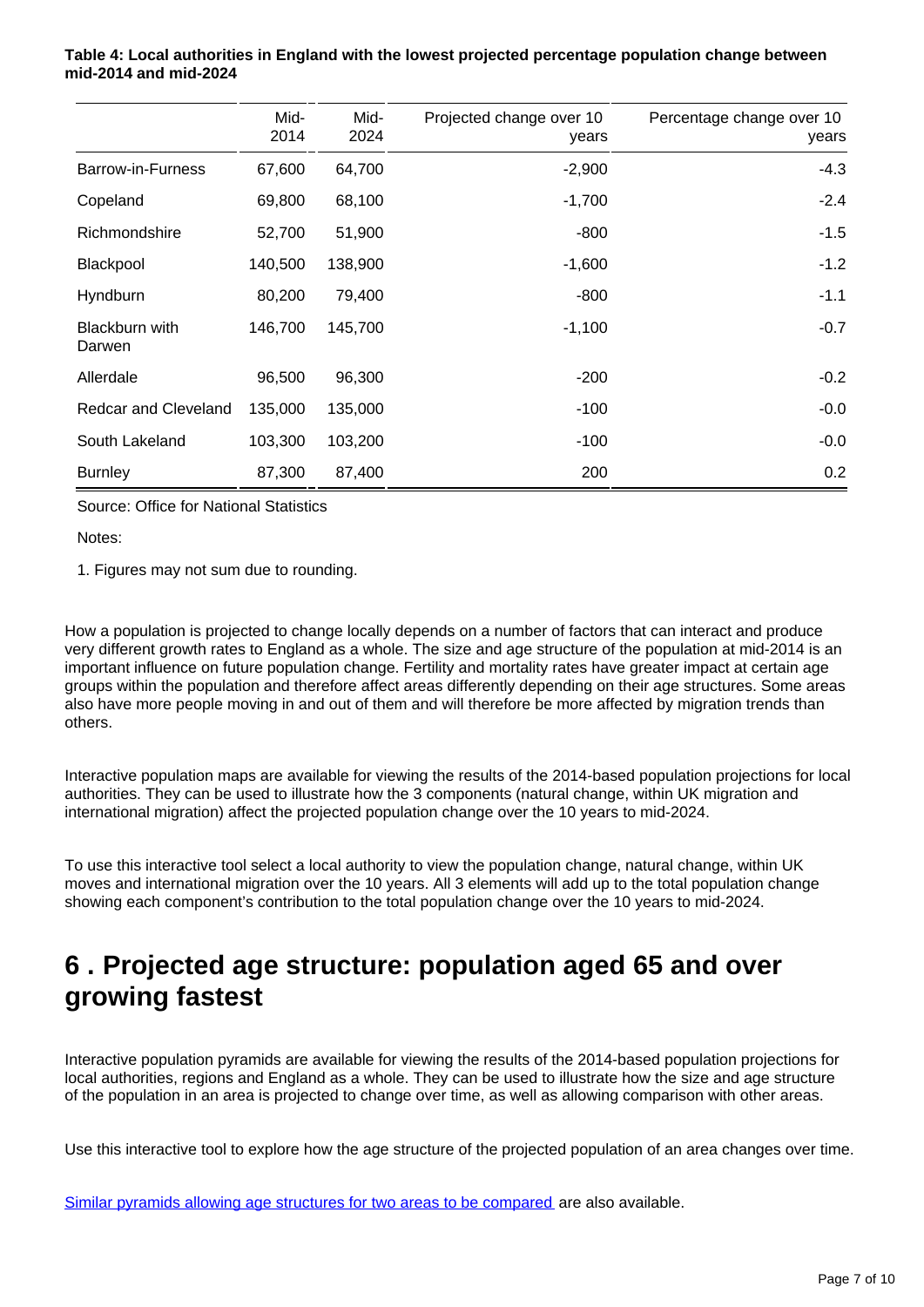**Table 4: Local authorities in England with the lowest projected percentage population change between mid-2014 and mid-2024**

| | Mid-2014 | Mid-2024 | Projected change over 10 years | Percentage change over 10 years |
|---|---|---|---|---|
| Barrow-in-Furness | 67,600 | 64,700 | -2,900 | -4.3 |
| Copeland | 69,800 | 68,100 | -1,700 | -2.4 |
| Richmondshire | 52,700 | 51,900 | -800 | -1.5 |
| Blackpool | 140,500 | 138,900 | -1,600 | -1.2 |
| Hyndburn | 80,200 | 79,400 | -800 | -1.1 |
| Blackburn with Darwen | 146,700 | 145,700 | -1,100 | -0.7 |
| Allerdale | 96,500 | 96,300 | -200 | -0.2 |
| Redcar and Cleveland | 135,000 | 135,000 | -100 | -0.0 |
| South Lakeland | 103,300 | 103,200 | -100 | -0.0 |
| Burnley | 87,300 | 87,400 | 200 | 0.2 |

Source: Office for National Statistics

Notes:

1. Figures may not sum due to rounding.

How a population is projected to change locally depends on a number of factors that can interact and produce very different growth rates to England as a whole. The size and age structure of the population at mid-2014 is an important influence on future population change. Fertility and mortality rates have greater impact at certain age groups within the population and therefore affect areas differently depending on their age structures. Some areas also have more people moving in and out of them and will therefore be more affected by migration trends than others.

Interactive population maps are available for viewing the results of the 2014-based population projections for local authorities. They can be used to illustrate how the 3 components (natural change, within UK migration and international migration) affect the projected population change over the 10 years to mid-2024.

To use this interactive tool select a local authority to view the population change, natural change, within UK moves and international migration over the 10 years. All 3 elements will add up to the total population change showing each component's contribution to the total population change over the 10 years to mid-2024.

## 6 . Projected age structure: population aged 65 and over growing fastest

Interactive population pyramids are available for viewing the results of the 2014-based population projections for local authorities, regions and England as a whole. They can be used to illustrate how the size and age structure of the population in an area is projected to change over time, as well as allowing comparison with other areas.

Use this interactive tool to explore how the age structure of the projected population of an area changes over time.

Similar pyramids allowing age structures for two areas to be compared are also available.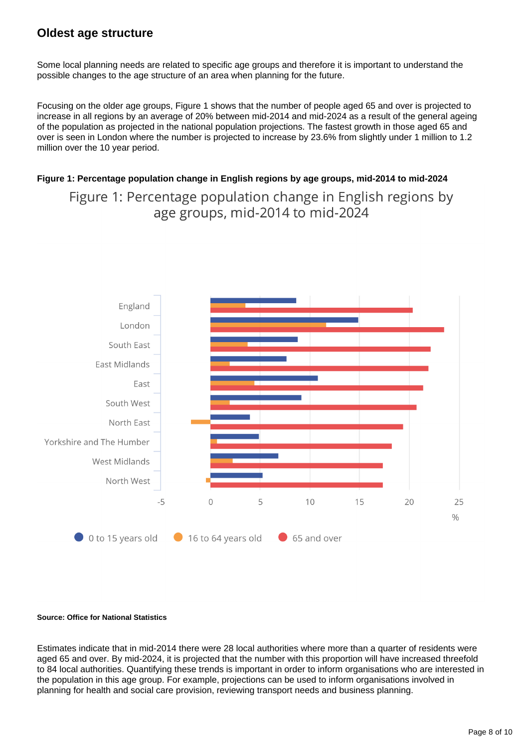## Oldest age structure

Some local planning needs are related to specific age groups and therefore it is important to understand the possible changes to the age structure of an area when planning for the future.

Focusing on the older age groups, Figure 1 shows that the number of people aged 65 and over is projected to increase in all regions by an average of 20% between mid-2014 and mid-2024 as a result of the general ageing of the population as projected in the national population projections. The fastest growth in those aged 65 and over is seen in London where the number is projected to increase by 23.6% from slightly under 1 million to 1.2 million over the 10 year period.

**Figure 1: Percentage population change in English regions by age groups, mid-2014 to mid-2024**

Figure 1: Percentage population change in English regions by age groups, mid-2014 to mid-2024

England
London
South East
East Midlands
East
South West
North East
Yorkshire and The Humber
West Midlands
North West

-5 0 5 10 15 20 25 %

0 to 15 years old | 16 to 64 years old | 65 and over

**Source: Office for National Statistics**

Estimates indicate that in mid-2014 there were 28 local authorities where more than a quarter of residents were aged 65 and over. By mid-2024, it is projected that the number with this proportion will have increased threefold to 84 local authorities. Quantifying these trends is important in order to inform organisations who are interested in the population in this age group. For example, projections can be used to inform organisations involved in planning for health and social care provision, reviewing transport needs and business planning.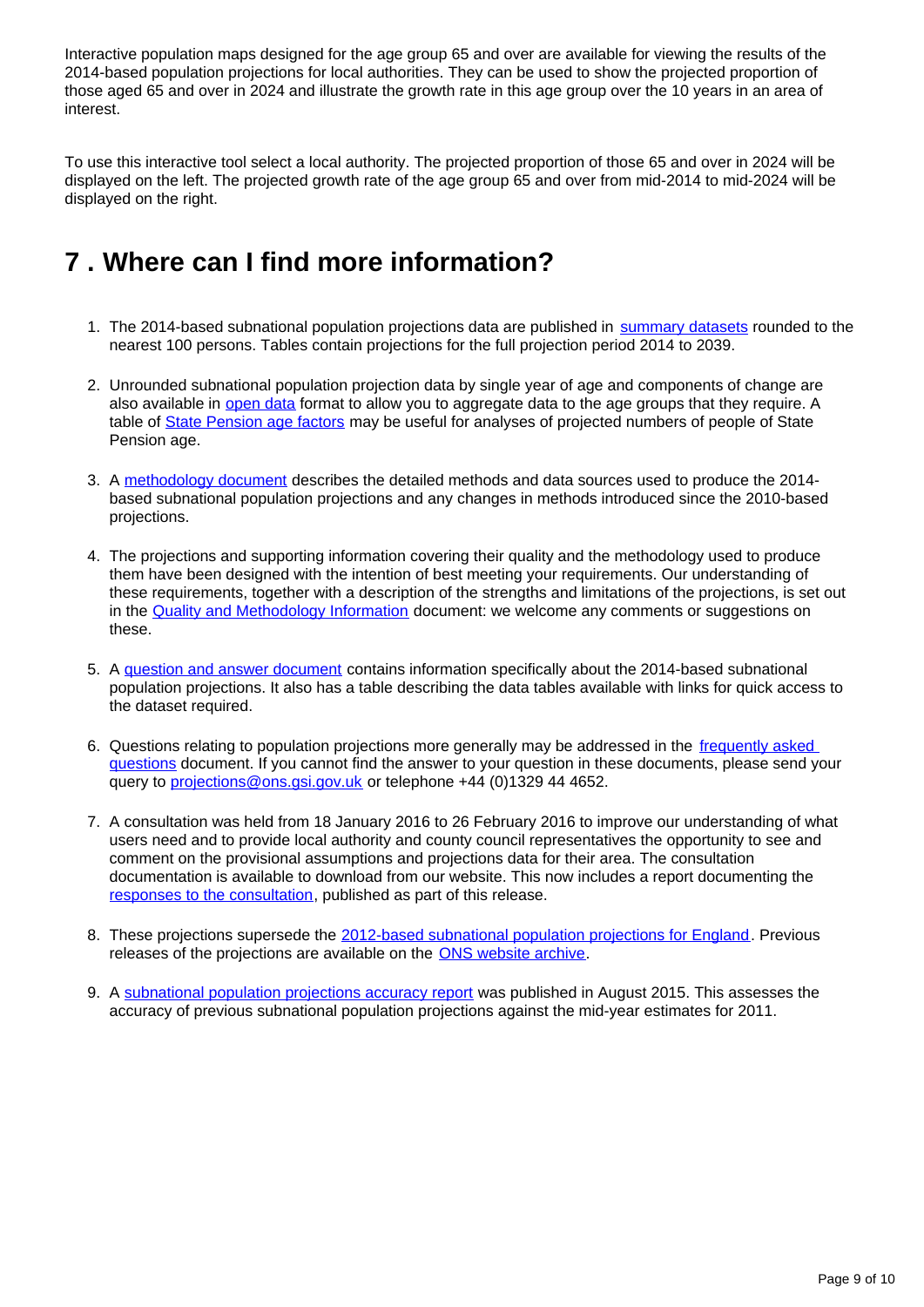Interactive population maps designed for the age group 65 and over are available for viewing the results of the 2014-based population projections for local authorities. They can be used to show the projected proportion of those aged 65 and over in 2024 and illustrate the growth rate in this age group over the 10 years in an area of interest.

To use this interactive tool select a local authority. The projected proportion of those 65 and over in 2024 will be displayed on the left. The projected growth rate of the age group 65 and over from mid-2014 to mid-2024 will be displayed on the right.

## 7 . Where can I find more information?

1. The 2014-based subnational population projections data are published in summary datasets rounded to the nearest 100 persons. Tables contain projections for the full projection period 2014 to 2039.

2. Unrounded subnational population projection data by single year of age and components of change are also available in open data format to allow you to aggregate data to the age groups that they require. A table of State Pension age factors may be useful for analyses of projected numbers of people of State Pension age.

3. A methodology document describes the detailed methods and data sources used to produce the 2014-based subnational population projections and any changes in methods introduced since the 2010-based projections.

4. The projections and supporting information covering their quality and the methodology used to produce them have been designed with the intention of best meeting your requirements. Our understanding of these requirements, together with a description of the strengths and limitations of the projections, is set out in the Quality and Methodology Information document: we welcome any comments or suggestions on these.

5. A question and answer document contains information specifically about the 2014-based subnational population projections. It also has a table describing the data tables available with links for quick access to the dataset required.

6. Questions relating to population projections more generally may be addressed in the frequently asked questions document. If you cannot find the answer to your question in these documents, please send your query to projections@ons.gsi.gov.uk or telephone +44 (0)1329 44 4652.

7. A consultation was held from 18 January 2016 to 26 February 2016 to improve our understanding of what users need and to provide local authority and county council representatives the opportunity to see and comment on the provisional assumptions and projections data for their area. The consultation documentation is available to download from our website. This now includes a report documenting the responses to the consultation, published as part of this release.

8. These projections supersede the 2012-based subnational population projections for England. Previous releases of the projections are available on the ONS website archive.

9. A subnational population projections accuracy report was published in August 2015. This assesses the accuracy of previous subnational population projections against the mid-year estimates for 2011.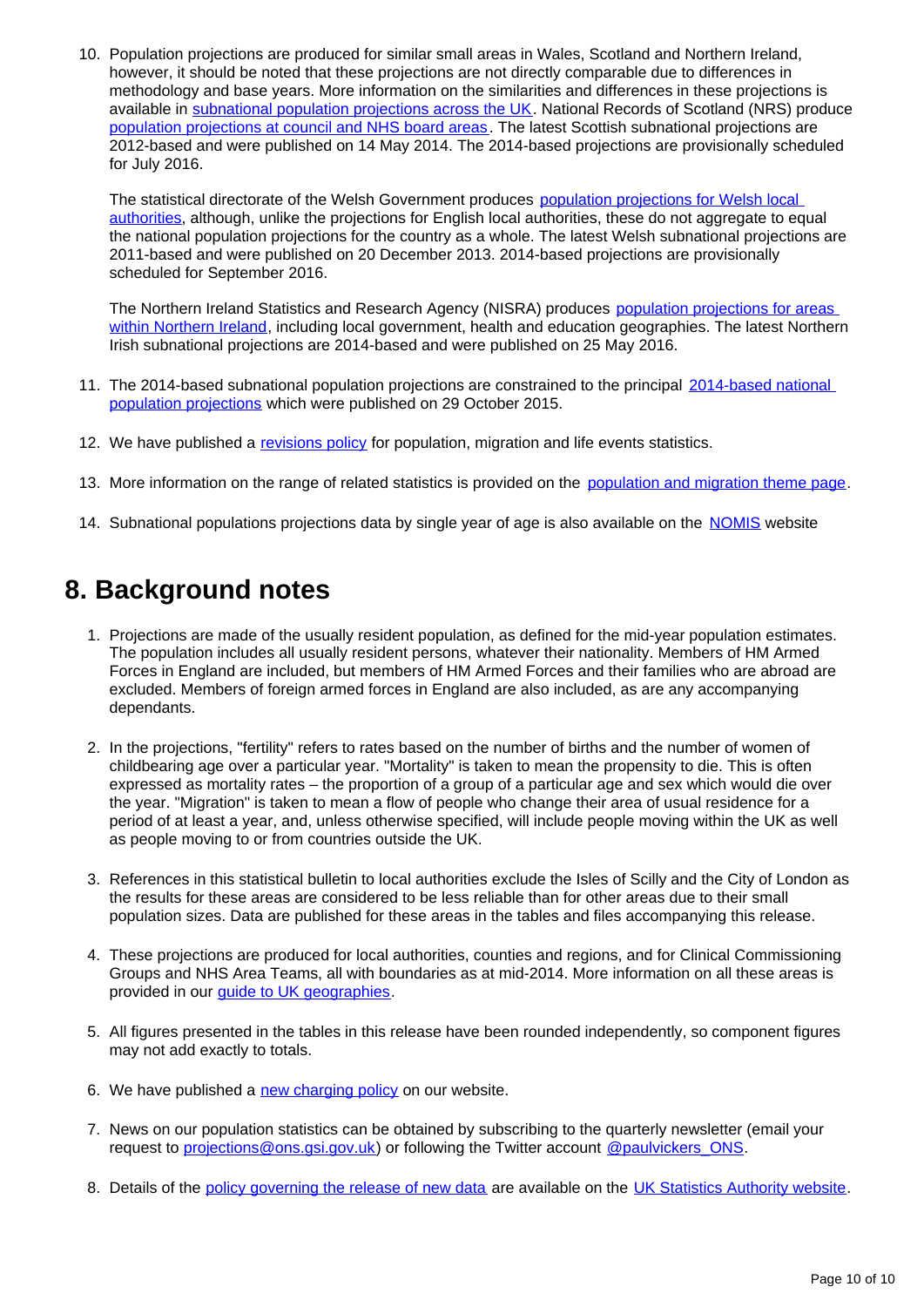10. Population projections are produced for similar small areas in Wales, Scotland and Northern Ireland, however, it should be noted that these projections are not directly comparable due to differences in methodology and base years. More information on the similarities and differences in these projections is available in [subnational population projections across the UK](). National Records of Scotland (NRS) produce [population projections at council and NHS board areas](). The latest Scottish subnational projections are 2012-based and were published on 14 May 2014. The 2014-based projections are provisionally scheduled for July 2016.

    The statistical directorate of the Welsh Government produces [population projections for Welsh local authorities](), although, unlike the projections for English local authorities, these do not aggregate to equal the national population projections for the country as a whole. The latest Welsh subnational projections are 2011-based and were published on 20 December 2013. 2014-based projections are provisionally scheduled for September 2016.

    The Northern Ireland Statistics and Research Agency (NISRA) produces [population projections for areas within Northern Ireland](), including local government, health and education geographies. The latest Northern Irish subnational projections are 2014-based and were published on 25 May 2016.

11. The 2014-based subnational population projections are constrained to the principal [2014-based national population projections]() which were published on 29 October 2015.

12. We have published a [revisions policy]() for population, migration and life events statistics.

13. More information on the range of related statistics is provided on the [population and migration theme page]().

14. Subnational populations projections data by single year of age is also available on the [NOMIS]() website

## 8. Background notes

1. Projections are made of the usually resident population, as defined for the mid-year population estimates. The population includes all usually resident persons, whatever their nationality. Members of HM Armed Forces in England are included, but members of HM Armed Forces and their families who are abroad are excluded. Members of foreign armed forces in England are also included, as are any accompanying dependants.

2. In the projections, "fertility" refers to rates based on the number of births and the number of women of childbearing age over a particular year. "Mortality" is taken to mean the propensity to die. This is often expressed as mortality rates – the proportion of a group of a particular age and sex which would die over the year. "Migration" is taken to mean a flow of people who change their area of usual residence for a period of at least a year, and, unless otherwise specified, will include people moving within the UK as well as people moving to or from countries outside the UK.

3. References in this statistical bulletin to local authorities exclude the Isles of Scilly and the City of London as the results for these areas are considered to be less reliable than for other areas due to their small population sizes. Data are published for these areas in the tables and files accompanying this release.

4. These projections are produced for local authorities, counties and regions, and for Clinical Commissioning Groups and NHS Area Teams, all with boundaries as at mid-2014. More information on all these areas is provided in our [guide to UK geographies]().

5. All figures presented in the tables in this release have been rounded independently, so component figures may not add exactly to totals.

6. We have published a [new charging policy]() on our website.

7. News on our population statistics can be obtained by subscribing to the quarterly newsletter (email your request to [projections@ons.gsi.gov.uk]()) or following the Twitter account [@paulvickers_ONS]().

8. Details of the [policy governing the release of new data]() are available on the [UK Statistics Authority website]().